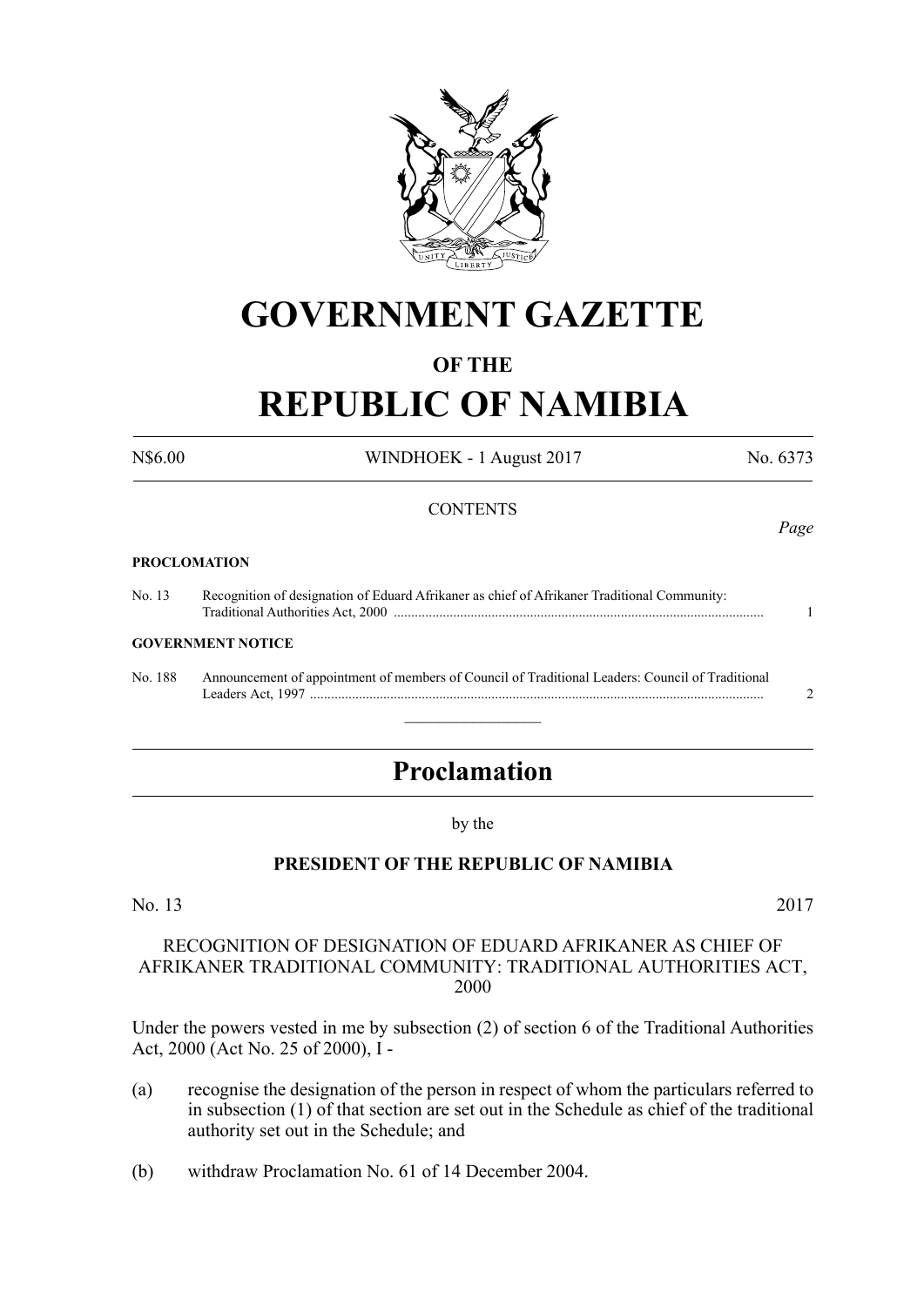# GOVERNMENT GAZETTE

## OF THE

# REPUBLIC OF NAMIBIA

N$6.00 WINDHOEK - 1 August 2017 No. 6373

CONTENTS

*Page*

**PROCLOMATION**

No. 13 Recognition of designation of Eduard Afrikaner as chief of Afrikaner Traditional Community: Traditional Authorities Act, 2000 ........................................................................................................... 1

**GOVERNMENT NOTICE**

No. 188 Announcement of appointment of members of Council of Traditional Leaders: Council of Traditional Leaders Act, 1997 ................................................................................................................................ 2

---

## Proclamation

by the

**PRESIDENT OF THE REPUBLIC OF NAMIBIA**

No. 13 2017

RECOGNITION OF DESIGNATION OF EDUARD AFRIKANER AS CHIEF OF AFRIKANER TRADITIONAL COMMUNITY: TRADITIONAL AUTHORITIES ACT, 2000

Under the powers vested in me by subsection (2) of section 6 of the Traditional Authorities Act, 2000 (Act No. 25 of 2000), I -

(a) recognise the designation of the person in respect of whom the particulars referred to in subsection (1) of that section are set out in the Schedule as chief of the traditional authority set out in the Schedule; and

(b) withdraw Proclamation No. 61 of 14 December 2004.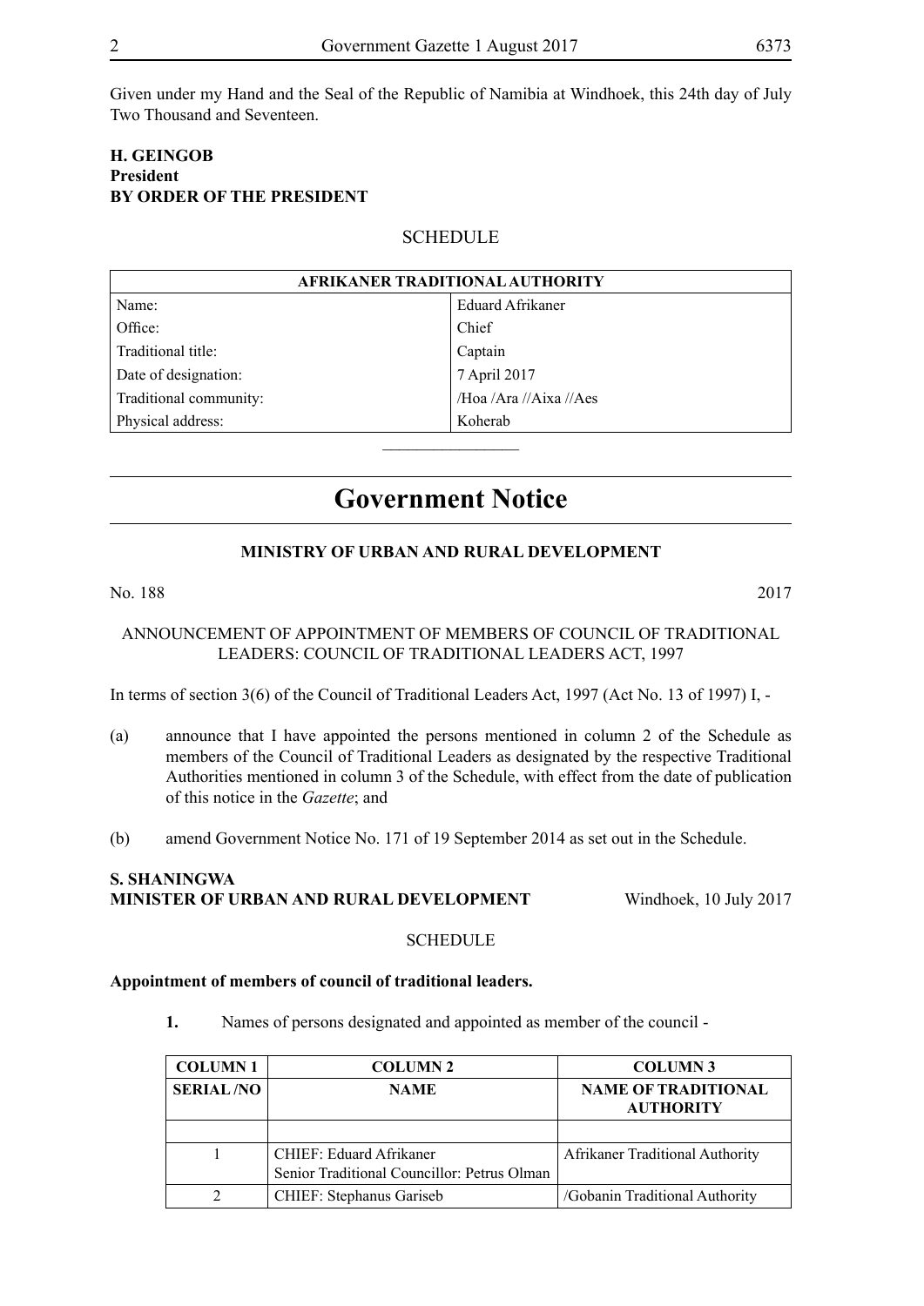Given under my Hand and the Seal of the Republic of Namibia at Windhoek, this 24th day of July Two Thousand and Seventeen.

**H. GEINGOB**
**President**
**BY ORDER OF THE PRESIDENT**

SCHEDULE

| AFRIKANER TRADITIONAL AUTHORITY | |
|---|---|
| Name: | Eduard Afrikaner |
| Office: | Chief |
| Traditional title: | Captain |
| Date of designation: | 7 April 2017 |
| Traditional community: | /Hoa /Ara //Aixa //Aes |
| Physical address: | Koherab |

---

# Government Notice

**MINISTRY OF URBAN AND RURAL DEVELOPMENT**

No. 188 2017

ANNOUNCEMENT OF APPOINTMENT OF MEMBERS OF COUNCIL OF TRADITIONAL LEADERS: COUNCIL OF TRADITIONAL LEADERS ACT, 1997

In terms of section 3(6) of the Council of Traditional Leaders Act, 1997 (Act No. 13 of 1997) I, -

(a) announce that I have appointed the persons mentioned in column 2 of the Schedule as members of the Council of Traditional Leaders as designated by the respective Traditional Authorities mentioned in column 3 of the Schedule, with effect from the date of publication of this notice in the *Gazette*; and

(b) amend Government Notice No. 171 of 19 September 2014 as set out in the Schedule.

**S. SHANINGWA**
**MINISTER OF URBAN AND RURAL DEVELOPMENT** Windhoek, 10 July 2017

SCHEDULE

**Appointment of members of council of traditional leaders.**

**1.** Names of persons designated and appointed as member of the council -

| COLUMN 1 | COLUMN 2 | COLUMN 3 |
|---|---|---|
| **SERIAL /NO** | **NAME** | **NAME OF TRADITIONAL AUTHORITY** |
| | | |
| 1 | CHIEF: Eduard Afrikaner<br>Senior Traditional Councillor: Petrus Olman | Afrikaner Traditional Authority |
| 2 | CHIEF: Stephanus Gariseb | /Gobanin Traditional Authority |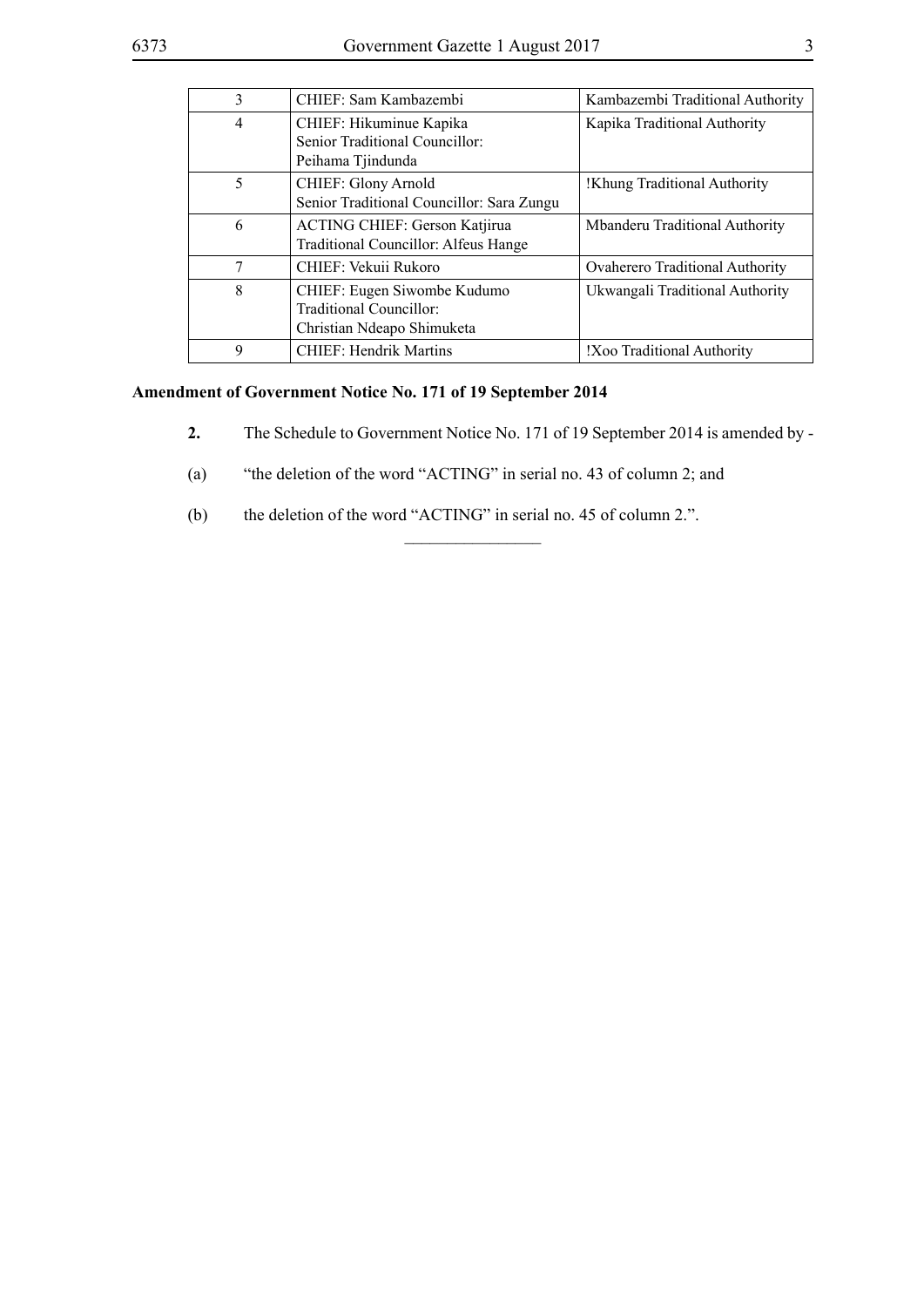| | | |
|---|---|---|
| 3 | CHIEF: Sam Kambazembi | Kambazembi Traditional Authority |
| 4 | CHIEF: Hikuminue Kapika<br>Senior Traditional Councillor:<br>Peihama Tjindunda | Kapika Traditional Authority |
| 5 | CHIEF: Glony Arnold<br>Senior Traditional Councillor: Sara Zungu | !Khung Traditional Authority |
| 6 | ACTING CHIEF: Gerson Katjirua<br>Traditional Councillor: Alfeus Hange | Mbanderu Traditional Authority |
| 7 | CHIEF: Vekuii Rukoro | Ovaherero Traditional Authority |
| 8 | CHIEF: Eugen Siwombe Kudumo<br>Traditional Councillor:<br>Christian Ndeapo Shimuketa | Ukwangali Traditional Authority |
| 9 | CHIEF: Hendrik Martins | !Xoo Traditional Authority |

**Amendment of Government Notice No. 171 of 19 September 2014**

**2.** The Schedule to Government Notice No. 171 of 19 September 2014 is amended by -

(a) "the deletion of the word "ACTING" in serial no. 43 of column 2; and

(b) the deletion of the word "ACTING" in serial no. 45 of column 2.".

________________